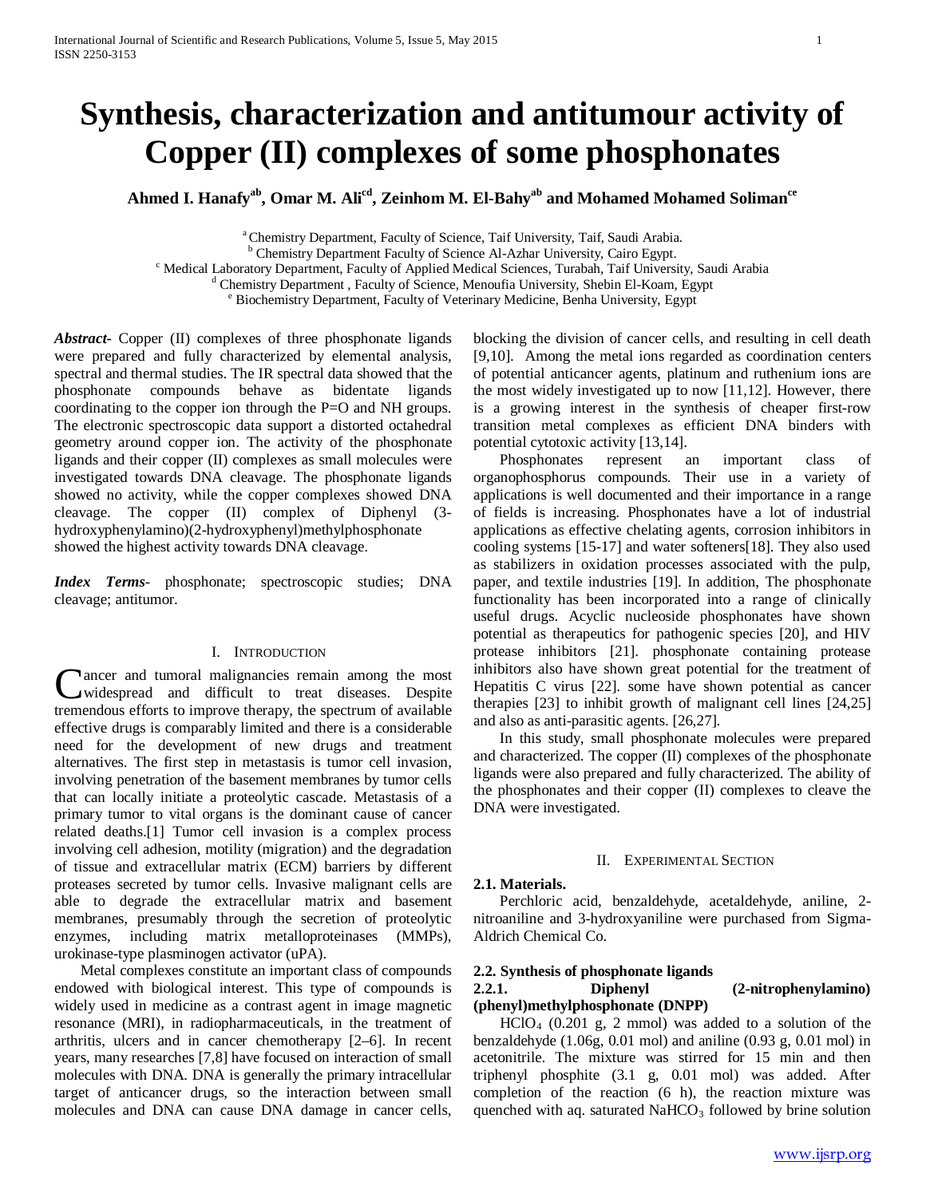# Synthesis, characterization and antitumour activity of Copper (II) complexes of some phosphonates

**Ahmed I. Hanafy[ab], Omar M. Ali[cd], Zeinhom M. El-Bahy[ab] and Mohamed Mohamed Soliman[ce]**

[a] Chemistry Department, Faculty of Science, Taif University, Taif, Saudi Arabia.
[b] Chemistry Department Faculty of Science Al-Azhar University, Cairo Egypt.
[c] Medical Laboratory Department, Faculty of Applied Medical Sciences, Turabah, Taif University, Saudi Arabia
[d] Chemistry Department , Faculty of Science, Menoufia University, Shebin El-Koam, Egypt
[e] Biochemistry Department, Faculty of Veterinary Medicine, Benha University, Egypt

***Abstract***- Copper (II) complexes of three phosphonate ligands were prepared and fully characterized by elemental analysis, spectral and thermal studies. The IR spectral data showed that the phosphonate compounds behave as bidentate ligands coordinating to the copper ion through the P=O and NH groups. The electronic spectroscopic data support a distorted octahedral geometry around copper ion. The activity of the phosphonate ligands and their copper (II) complexes as small molecules were investigated towards DNA cleavage. The phosphonate ligands showed no activity, while the copper complexes showed DNA cleavage. The copper (II) complex of Diphenyl (3-hydroxyphenylamino)(2-hydroxyphenyl)methylphosphonate showed the highest activity towards DNA cleavage.

***Index Terms***- phosphonate; spectroscopic studies; DNA cleavage; antitumor.

## I. Introduction

Cancer and tumoral malignancies remain among the most widespread and difficult to treat diseases. Despite tremendous efforts to improve therapy, the spectrum of available effective drugs is comparably limited and there is a considerable need for the development of new drugs and treatment alternatives. The first step in metastasis is tumor cell invasion, involving penetration of the basement membranes by tumor cells that can locally initiate a proteolytic cascade. Metastasis of a primary tumor to vital organs is the dominant cause of cancer related deaths.[1] Tumor cell invasion is a complex process involving cell adhesion, motility (migration) and the degradation of tissue and extracellular matrix (ECM) barriers by different proteases secreted by tumor cells. Invasive malignant cells are able to degrade the extracellular matrix and basement membranes, presumably through the secretion of proteolytic enzymes, including matrix metalloproteinases (MMPs), urokinase-type plasminogen activator (uPA).

Metal complexes constitute an important class of compounds endowed with biological interest. This type of compounds is widely used in medicine as a contrast agent in image magnetic resonance (MRI), in radiopharmaceuticals, in the treatment of arthritis, ulcers and in cancer chemotherapy [2–6]. In recent years, many researches [7,8] have focused on interaction of small molecules with DNA. DNA is generally the primary intracellular target of anticancer drugs, so the interaction between small molecules and DNA can cause DNA damage in cancer cells, blocking the division of cancer cells, and resulting in cell death [9,10]. Among the metal ions regarded as coordination centers of potential anticancer agents, platinum and ruthenium ions are the most widely investigated up to now [11,12]. However, there is a growing interest in the synthesis of cheaper first-row transition metal complexes as efficient DNA binders with potential cytotoxic activity [13,14].

Phosphonates represent an important class of organophosphorus compounds. Their use in a variety of applications is well documented and their importance in a range of fields is increasing. Phosphonates have a lot of industrial applications as effective chelating agents, corrosion inhibitors in cooling systems [15-17] and water softeners[18]. They also used as stabilizers in oxidation processes associated with the pulp, paper, and textile industries [19]. In addition, The phosphonate functionality has been incorporated into a range of clinically useful drugs. Acyclic nucleoside phosphonates have shown potential as therapeutics for pathogenic species [20], and HIV protease inhibitors [21]. phosphonate containing protease inhibitors also have shown great potential for the treatment of Hepatitis C virus [22]. some have shown potential as cancer therapies [23] to inhibit growth of malignant cell lines [24,25] and also as anti-parasitic agents. [26,27].

In this study, small phosphonate molecules were prepared and characterized. The copper (II) complexes of the phosphonate ligands were also prepared and fully characterized. The ability of the phosphonates and their copper (II) complexes to cleave the DNA were investigated.

## II. Experimental Section

### 2.1. Materials.

Perchloric acid, benzaldehyde, acetaldehyde, aniline, 2-nitroaniline and 3-hydroxyaniline were purchased from Sigma-Aldrich Chemical Co.

### 2.2. Synthesis of phosphonate ligands

#### 2.2.1. Diphenyl (2-nitrophenylamino)(phenyl)methylphosphonate (DNPP)

$HClO_4$ (0.201 g, 2 mmol) was added to a solution of the benzaldehyde (1.06g, 0.01 mol) and aniline (0.93 g, 0.01 mol) in acetonitrile. The mixture was stirred for 15 min and then triphenyl phosphite (3.1 g, 0.01 mol) was added. After completion of the reaction (6 h), the reaction mixture was quenched with aq. saturated $NaHCO_3$ followed by brine solution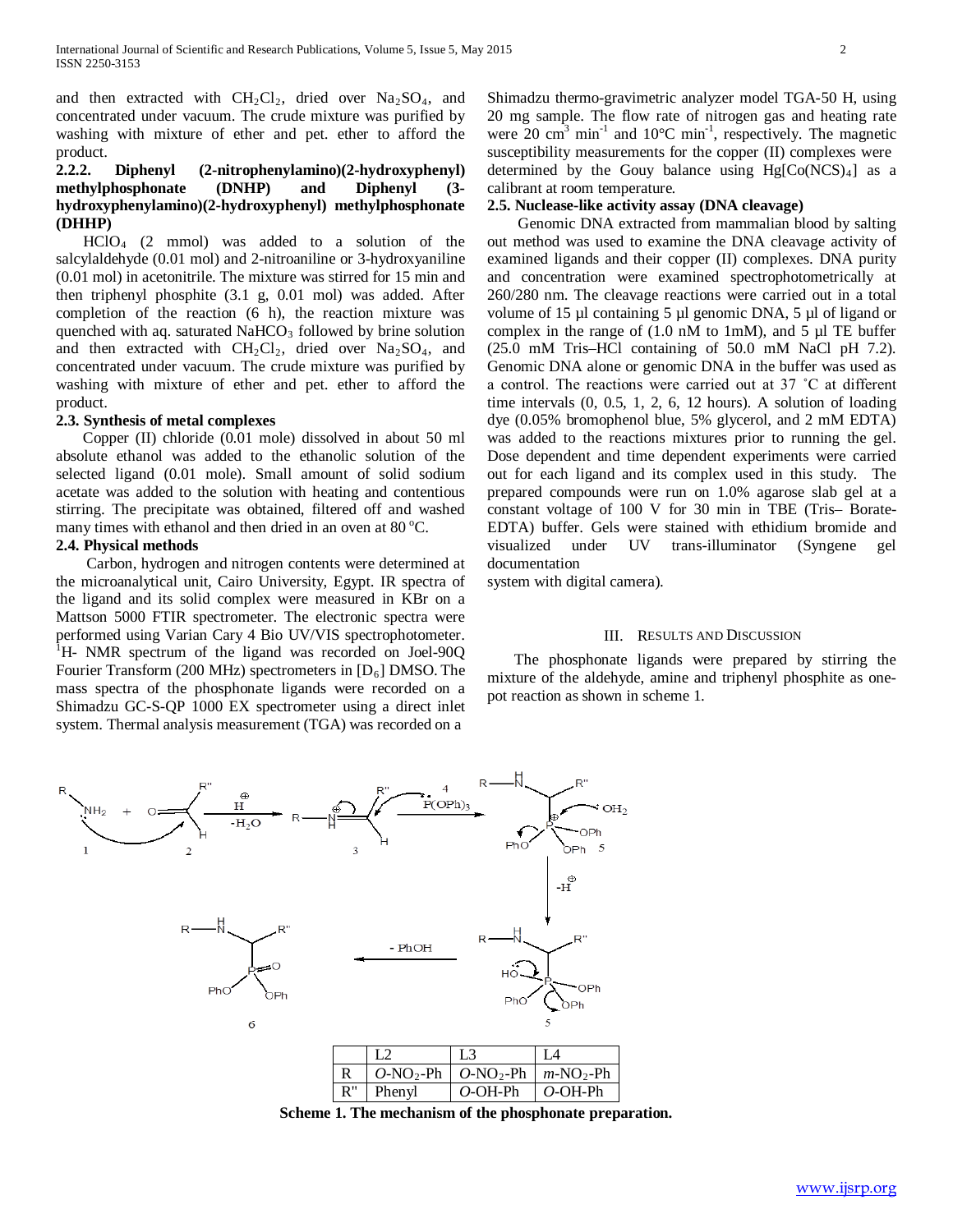and then extracted with $CH_2Cl_2$, dried over $Na_2SO_4$, and concentrated under vacuum. The crude mixture was purified by washing with mixture of ether and pet. ether to afford the product.

### 2.2.2. Diphenyl (2-nitrophenylamino)(2-hydroxyphenyl) methylphosphonate (DNHP) and Diphenyl (3-hydroxyphenylamino)(2-hydroxyphenyl) methylphosphonate (DHHP)

$HClO_4$ (2 mmol) was added to a solution of the salcylaldehyde (0.01 mol) and 2-nitroaniline or 3-hydroxyaniline (0.01 mol) in acetonitrile. The mixture was stirred for 15 min and then triphenyl phosphite (3.1 g, 0.01 mol) was added. After completion of the reaction (6 h), the reaction mixture was quenched with aq. saturated $NaHCO_3$ followed by brine solution and then extracted with $CH_2Cl_2$, dried over $Na_2SO_4$, and concentrated under vacuum. The crude mixture was purified by washing with mixture of ether and pet. ether to afford the product.

### 2.3. Synthesis of metal complexes

Copper (II) chloride (0.01 mole) dissolved in about 50 ml absolute ethanol was added to the ethanolic solution of the selected ligand (0.01 mole). Small amount of solid sodium acetate was added to the solution with heating and contentious stirring. The precipitate was obtained, filtered off and washed many times with ethanol and then dried in an oven at 80 °C.

### 2.4. Physical methods

Carbon, hydrogen and nitrogen contents were determined at the microanalytical unit, Cairo University, Egypt. IR spectra of the ligand and its solid complex were measured in KBr on a Mattson 5000 FTIR spectrometer. The electronic spectra were performed using Varian Cary 4 Bio UV/VIS spectrophotometer. $^1$H- NMR spectrum of the ligand was recorded on Joel-90Q Fourier Transform (200 MHz) spectrometers in [$D_6$] DMSO. The mass spectra of the phosphonate ligands were recorded on a Shimadzu GC-S-QP 1000 EX spectrometer using a direct inlet system. Thermal analysis measurement (TGA) was recorded on a Shimadzu thermo-gravimetric analyzer model TGA-50 H, using 20 mg sample. The flow rate of nitrogen gas and heating rate were 20 $cm^3$ $min^{-1}$ and 10°C $min^{-1}$, respectively. The magnetic susceptibility measurements for the copper (II) complexes were determined by the Gouy balance using $Hg[Co(NCS)_4]$ as a calibrant at room temperature.

### 2.5. Nuclease-like activity assay (DNA cleavage)

Genomic DNA extracted from mammalian blood by salting out method was used to examine the DNA cleavage activity of examined ligands and their copper (II) complexes. DNA purity and concentration were examined spectrophotometrically at 260/280 nm. The cleavage reactions were carried out in a total volume of 15 µl containing 5 µl genomic DNA, 5 µl of ligand or complex in the range of (1.0 nM to 1mM), and 5 µl TE buffer (25.0 mM Tris–HCl containing of 50.0 mM NaCl pH 7.2). Genomic DNA alone or genomic DNA in the buffer was used as a control. The reactions were carried out at 37 ˚C at different time intervals (0, 0.5, 1, 2, 6, 12 hours). A solution of loading dye (0.05% bromophenol blue, 5% glycerol, and 2 mM EDTA) was added to the reactions mixtures prior to running the gel. Dose dependent and time dependent experiments were carried out for each ligand and its complex used in this study. The prepared compounds were run on 1.0% agarose slab gel at a constant voltage of 100 V for 30 min in TBE (Tris– Borate-EDTA) buffer. Gels were stained with ethidium bromide and visualized under UV trans-illuminator (Syngene gel documentation system with digital camera).

## III. Results and Discussion

The phosphonate ligands were prepared by stirring the mixture of the aldehyde, amine and triphenyl phosphite as one-pot reaction as shown in scheme 1.

| | L2 | L3 | L4 |
|---|---|---|---|
| R | *O*-$NO_2$-Ph | *O*-$NO_2$-Ph | *m*-$NO_2$-Ph |
| R" | Phenyl | *O*-OH-Ph | *O*-OH-Ph |

**Scheme 1. The mechanism of the phosphonate preparation.**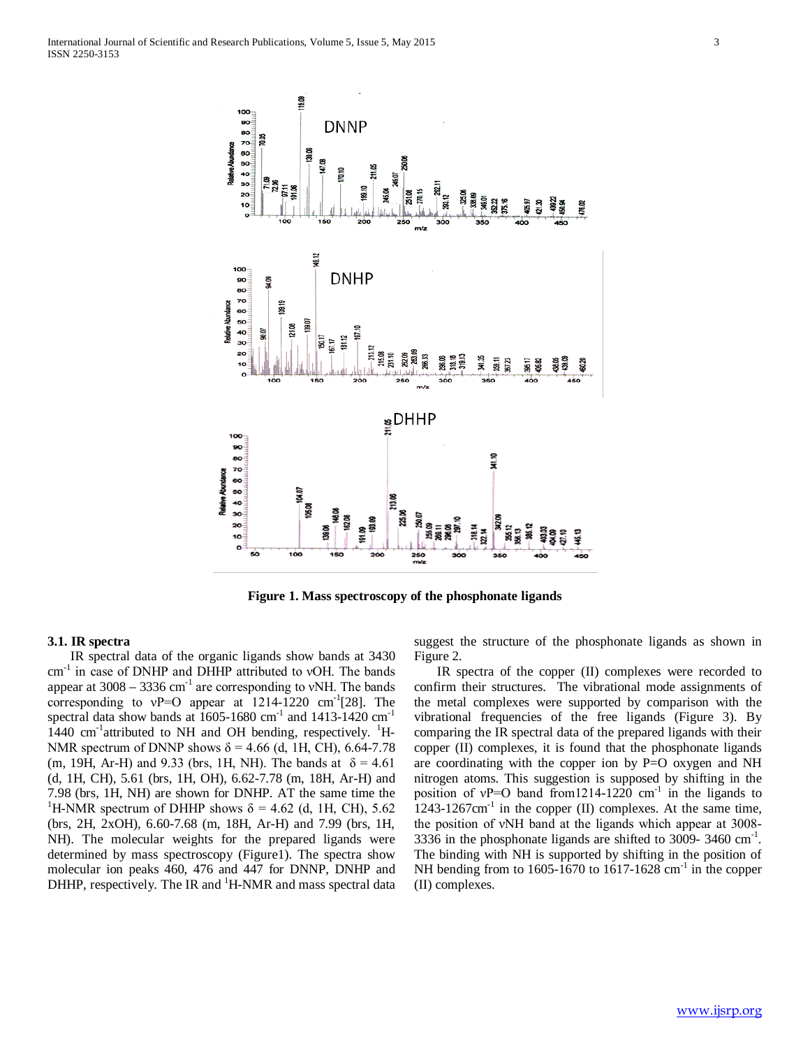**Figure 1. Mass spectroscopy of the phosphonate ligands**

### 3.1. IR spectra

IR spectral data of the organic ligands show bands at 3430 $cm^{-1}$ in case of DNHP and DHHP attributed to νOH. The bands appear at 3008 – 3336 $cm^{-1}$ are corresponding to νNH. The bands corresponding to νP=O appear at 1214-1220 $cm^{-1}$[28]. The spectral data show bands at 1605-1680 $cm^{-1}$ and 1413-1420 $cm^{-1}$ 1440 $cm^{-1}$attributed to NH and OH bending, respectively. $^{1}$H-NMR spectrum of DNNP shows $\delta = 4.66$ (d, 1H, CH), 6.64-7.78 (m, 19H, Ar-H) and 9.33 (brs, 1H, NH). The bands at $\delta = 4.61$ (d, 1H, CH), 5.61 (brs, 1H, OH), 6.62-7.78 (m, 18H, Ar-H) and 7.98 (brs, 1H, NH) are shown for DNHP. AT the same time the $^{1}$H-NMR spectrum of DHHP shows $\delta = 4.62$ (d, 1H, CH), 5.62 (brs, 2H, 2xOH), 6.60-7.68 (m, 18H, Ar-H) and 7.99 (brs, 1H, NH). The molecular weights for the prepared ligands were determined by mass spectroscopy (Figure1). The spectra show molecular ion peaks 460, 476 and 447 for DNNP, DNHP and DHHP, respectively. The IR and $^{1}$H-NMR and mass spectral data suggest the structure of the phosphonate ligands as shown in Figure 2.

IR spectra of the copper (II) complexes were recorded to confirm their structures. The vibrational mode assignments of the metal complexes were supported by comparison with the vibrational frequencies of the free ligands (Figure 3). By comparing the IR spectral data of the prepared ligands with their copper (II) complexes, it is found that the phosphonate ligands are coordinating with the copper ion by P=O oxygen and NH nitrogen atoms. This suggestion is supposed by shifting in the position of νP=O band from1214-1220 $cm^{-1}$ in the ligands to 1243-1267$cm^{-1}$ in the copper (II) complexes. At the same time, the position of νNH band at the ligands which appear at 3008-3336 in the phosphonate ligands are shifted to 3009- 3460 $cm^{-1}$. The binding with NH is supported by shifting in the position of NH bending from to 1605-1670 to 1617-1628 $cm^{-1}$ in the copper (II) complexes.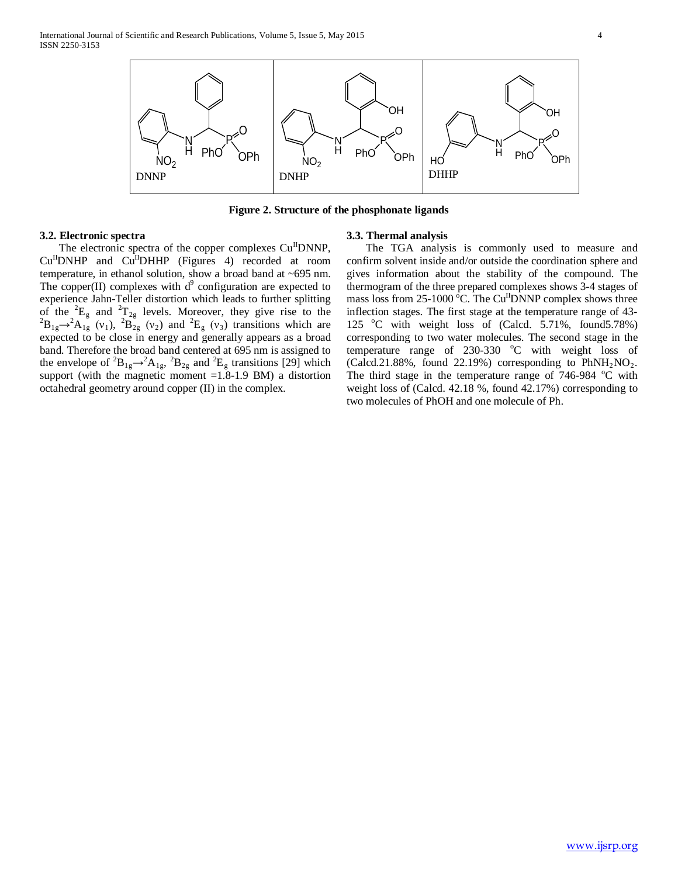DNNP

DNHP

DHHP

**Figure 2. Structure of the phosphonate ligands**

### 3.2. Electronic spectra

The electronic spectra of the copper complexes $Cu^{II}$DNNP, $Cu^{II}$DNHP and $Cu^{II}$DHHP (Figures 4) recorded at room temperature, in ethanol solution, show a broad band at ~695 nm. The copper(II) complexes with $d^9$ configuration are expected to experience Jahn-Teller distortion which leads to further splitting of the $^2E_g$ and $^2T_{2g}$ levels. Moreover, they give rise to the $^2B_{1g}\rightarrow{}^2A_{1g}$ ($\nu_1$), $^2B_{2g}$ ($\nu_2$) and $^2E_g$ ($\nu_3$) transitions which are expected to be close in energy and generally appears as a broad band. Therefore the broad band centered at 695 nm is assigned to the envelope of $^2B_{1g}\rightarrow{}^2A_{1g}$, $^2B_{2g}$ and $^2E_g$ transitions [29] which support (with the magnetic moment =1.8-1.9 BM) a distortion octahedral geometry around copper (II) in the complex.

### 3.3. Thermal analysis

The TGA analysis is commonly used to measure and confirm solvent inside and/or outside the coordination sphere and gives information about the stability of the compound. The thermogram of the three prepared complexes shows 3-4 stages of mass loss from 25-1000 °C. The $Cu^{II}$DNNP complex shows three inflection stages. The first stage at the temperature range of 43-125 °C with weight loss of (Calcd. 5.71%, found5.78%) corresponding to two water molecules. The second stage in the temperature range of 230-330 °C with weight loss of (Calcd.21.88%, found 22.19%) corresponding to $PhNH_2NO_2$. The third stage in the temperature range of 746-984 °C with weight loss of (Calcd. 42.18 %, found 42.17%) corresponding to two molecules of PhOH and one molecule of Ph.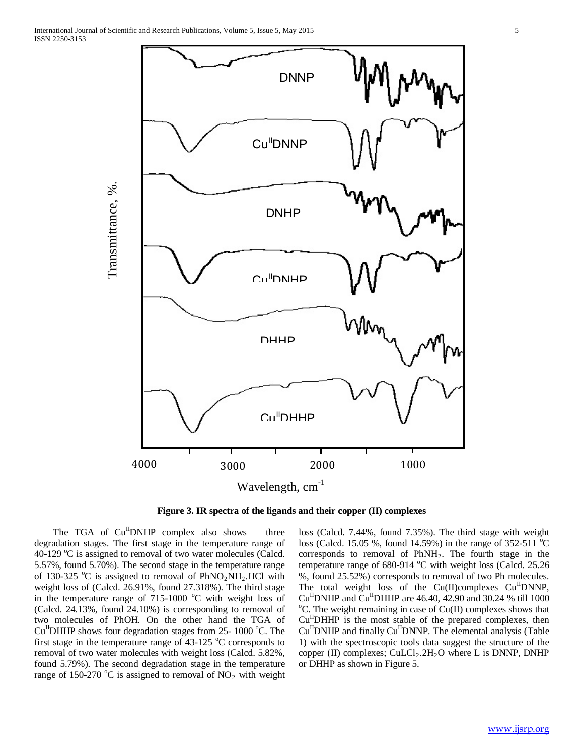**Figure 3. IR spectra of the ligands and their copper (II) complexes**

The TGA of $Cu^{II}$DNHP complex also shows three degradation stages. The first stage in the temperature range of 40-129 °C is assigned to removal of two water molecules (Calcd. 5.57%, found 5.70%). The second stage in the temperature range of 130-325 °C is assigned to removal of $PhNO_2NH_2$.HCl with weight loss of (Calcd. 26.91%, found 27.318%). The third stage in the temperature range of 715-1000 °C with weight loss of (Calcd. 24.13%, found 24.10%) is corresponding to removal of two molecules of PhOH. On the other hand the TGA of $Cu^{II}$DHHP shows four degradation stages from 25- 1000 °C. The first stage in the temperature range of 43-125 °C corresponds to removal of two water molecules with weight loss (Calcd. 5.82%, found 5.79%). The second degradation stage in the temperature range of 150-270 °C is assigned to removal of $NO_2$ with weight loss (Calcd. 7.44%, found 7.35%). The third stage with weight loss (Calcd. 15.05 %, found 14.59%) in the range of 352-511 °C corresponds to removal of $PhNH_2$. The fourth stage in the temperature range of 680-914 °C with weight loss (Calcd. 25.26 %, found 25.52%) corresponds to removal of two Ph molecules. The total weight loss of the Cu(II)complexes $Cu^{II}$DNNP, $Cu^{II}$DNHP and $Cu^{II}$DHHP are 46.40, 42.90 and 30.24 % till 1000 °C. The weight remaining in case of Cu(II) complexes shows that $Cu^{II}$DHHP is the most stable of the prepared complexes, then $Cu^{II}$DNHP and finally $Cu^{II}$DNNP. The elemental analysis (Table 1) with the spectroscopic tools data suggest the structure of the copper (II) complexes; $CuLCl_2.2H_2O$ where L is DNNP, DNHP or DHHP as shown in Figure 5.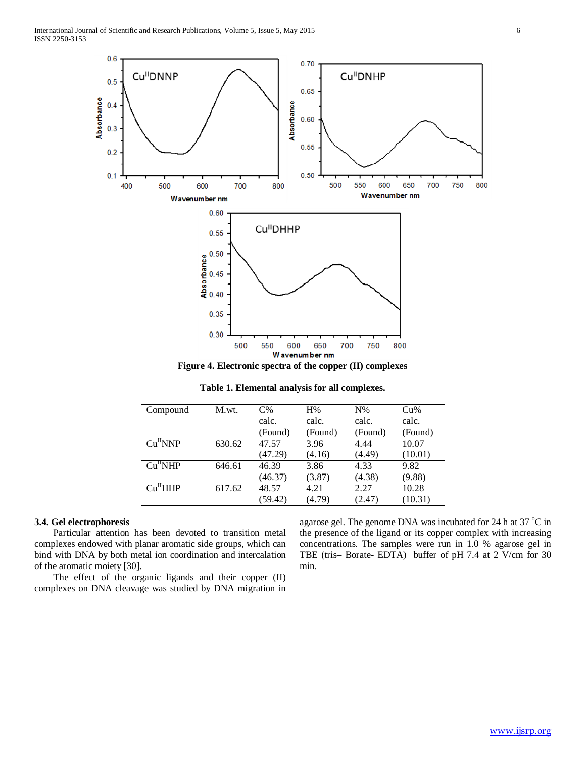**Figure 4. Electronic spectra of the copper (II) complexes**

**Table 1. Elemental analysis for all complexes.**

| Compound | M.wt. | C% calc. (Found) | H% calc. (Found) | N% calc. (Found) | Cu% calc. (Found) |
|---|---|---|---|---|---|
| $Cu^{II}NNP$ | 630.62 | 47.57 (47.29) | 3.96 (4.16) | 4.44 (4.49) | 10.07 (10.01) |
| $Cu^{II}NHP$ | 646.61 | 46.39 (46.37) | 3.86 (3.87) | 4.33 (4.38) | 9.82 (9.88) |
| $Cu^{II}HHP$ | 617.62 | 48.57 (59.42) | 4.21 (4.79) | 2.27 (2.47) | 10.28 (10.31) |

### 3.4. Gel electrophoresis

Particular attention has been devoted to transition metal complexes endowed with planar aromatic side groups, which can bind with DNA by both metal ion coordination and intercalation of the aromatic moiety [30].

The effect of the organic ligands and their copper (II) complexes on DNA cleavage was studied by DNA migration in agarose gel. The genome DNA was incubated for 24 h at 37 °C in the presence of the ligand or its copper complex with increasing concentrations. The samples were run in 1.0 % agarose gel in TBE (tris– Borate- EDTA) buffer of pH 7.4 at 2 V/cm for 30 min.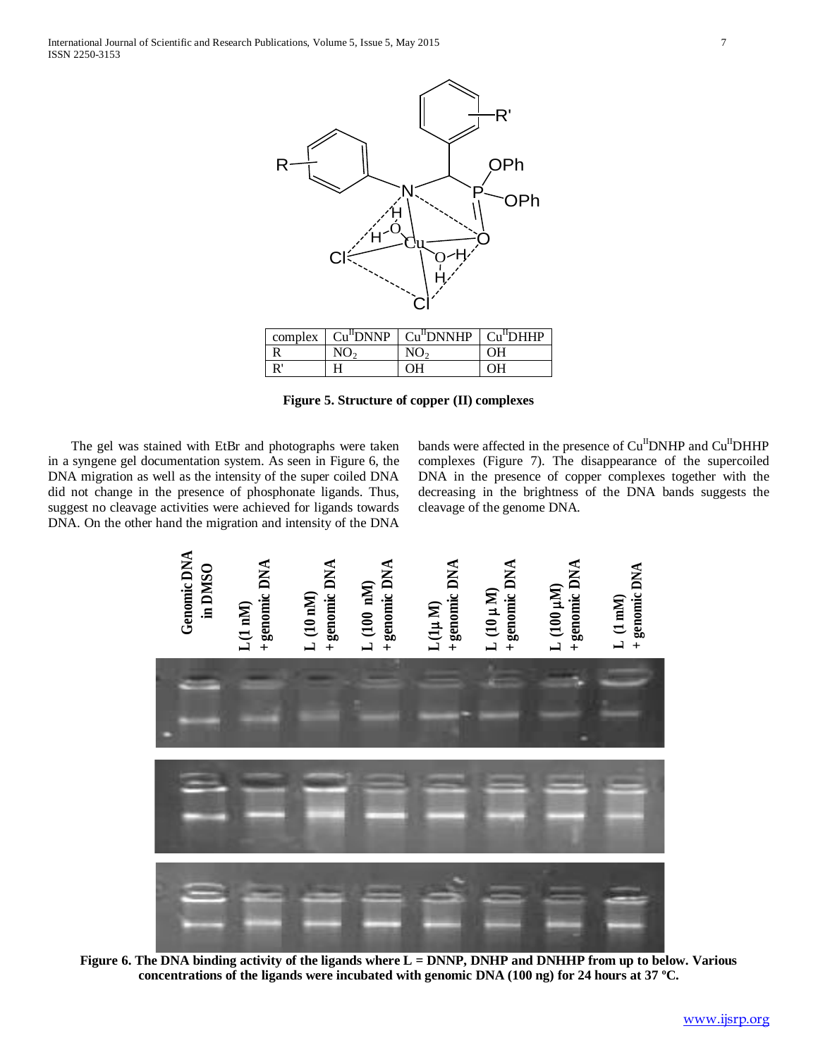| complex | $Cu^{II}$DNNP | $Cu^{II}$DNNHP | $Cu^{II}$DHHP |
|---|---|---|---|
| R | $NO_2$ | $NO_2$ | OH |
| R' | H | OH | OH |

**Figure 5. Structure of copper (II) complexes**

The gel was stained with EtBr and photographs were taken in a syngene gel documentation system. As seen in Figure 6, the DNA migration as well as the intensity of the super coiled DNA did not change in the presence of phosphonate ligands. Thus, suggest no cleavage activities were achieved for ligands towards DNA. On the other hand the migration and intensity of the DNA bands were affected in the presence of $Cu^{II}$DNHP and $Cu^{II}$DHHP complexes (Figure 7). The disappearance of the supercoiled DNA in the presence of copper complexes together with the decreasing in the brightness of the DNA bands suggests the cleavage of the genome DNA.

**Figure 6. The DNA binding activity of the ligands where L = DNNP, DNHP and DNHHP from up to below. Various concentrations of the ligands were incubated with genomic DNA (100 ng) for 24 hours at 37 ºC.**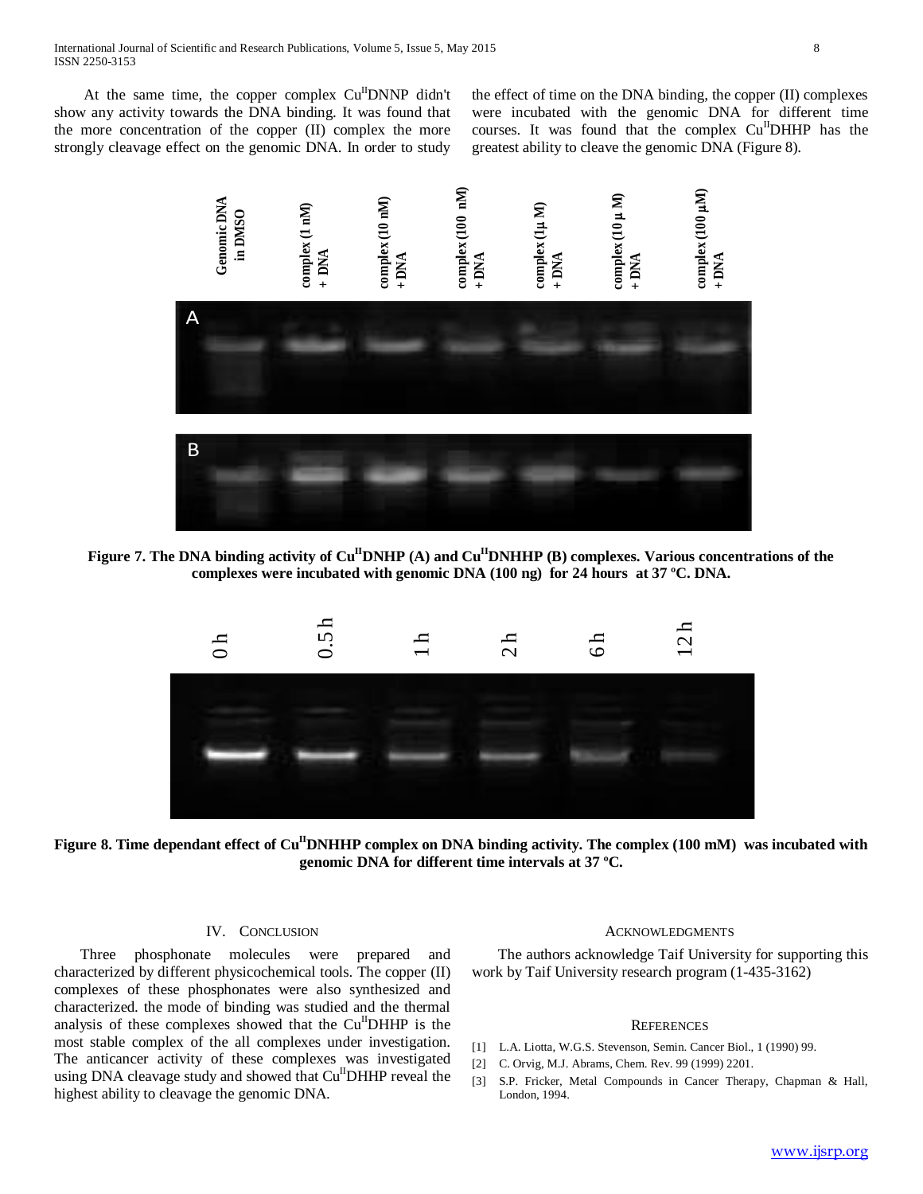At the same time, the copper complex $Cu^{II}$DNNP didn't show any activity towards the DNA binding. It was found that the more concentration of the copper (II) complex the more strongly cleavage effect on the genomic DNA. In order to study the effect of time on the DNA binding, the copper (II) complexes were incubated with the genomic DNA for different time courses. It was found that the complex $Cu^{II}$DHHP has the greatest ability to cleave the genomic DNA (Figure 8).

**Figure 7. The DNA binding activity of $Cu^{II}$DNHP (A) and $Cu^{II}$DNHHP (B) complexes. Various concentrations of the complexes were incubated with genomic DNA (100 ng) for 24 hours at 37 ºC. DNA.**

**Figure 8. Time dependant effect of $Cu^{II}$DNHHP complex on DNA binding activity. The complex (100 mM) was incubated with genomic DNA for different time intervals at 37 ºC.**

## IV. Conclusion

Three phosphonate molecules were prepared and characterized by different physicochemical tools. The copper (II) complexes of these phosphonates were also synthesized and characterized. the mode of binding was studied and the thermal analysis of these complexes showed that the $Cu^{II}$DHHP is the most stable complex of the all complexes under investigation. The anticancer activity of these complexes was investigated using DNA cleavage study and showed that $Cu^{II}$DHHP reveal the highest ability to cleavage the genomic DNA.

## Acknowledgments

The authors acknowledge Taif University for supporting this work by Taif University research program (1-435-3162)

## References

[1] L.A. Liotta, W.G.S. Stevenson, Semin. Cancer Biol., 1 (1990) 99.

[2] C. Orvig, M.J. Abrams, Chem. Rev. 99 (1999) 2201.

[3] S.P. Fricker, Metal Compounds in Cancer Therapy, Chapman & Hall, London, 1994.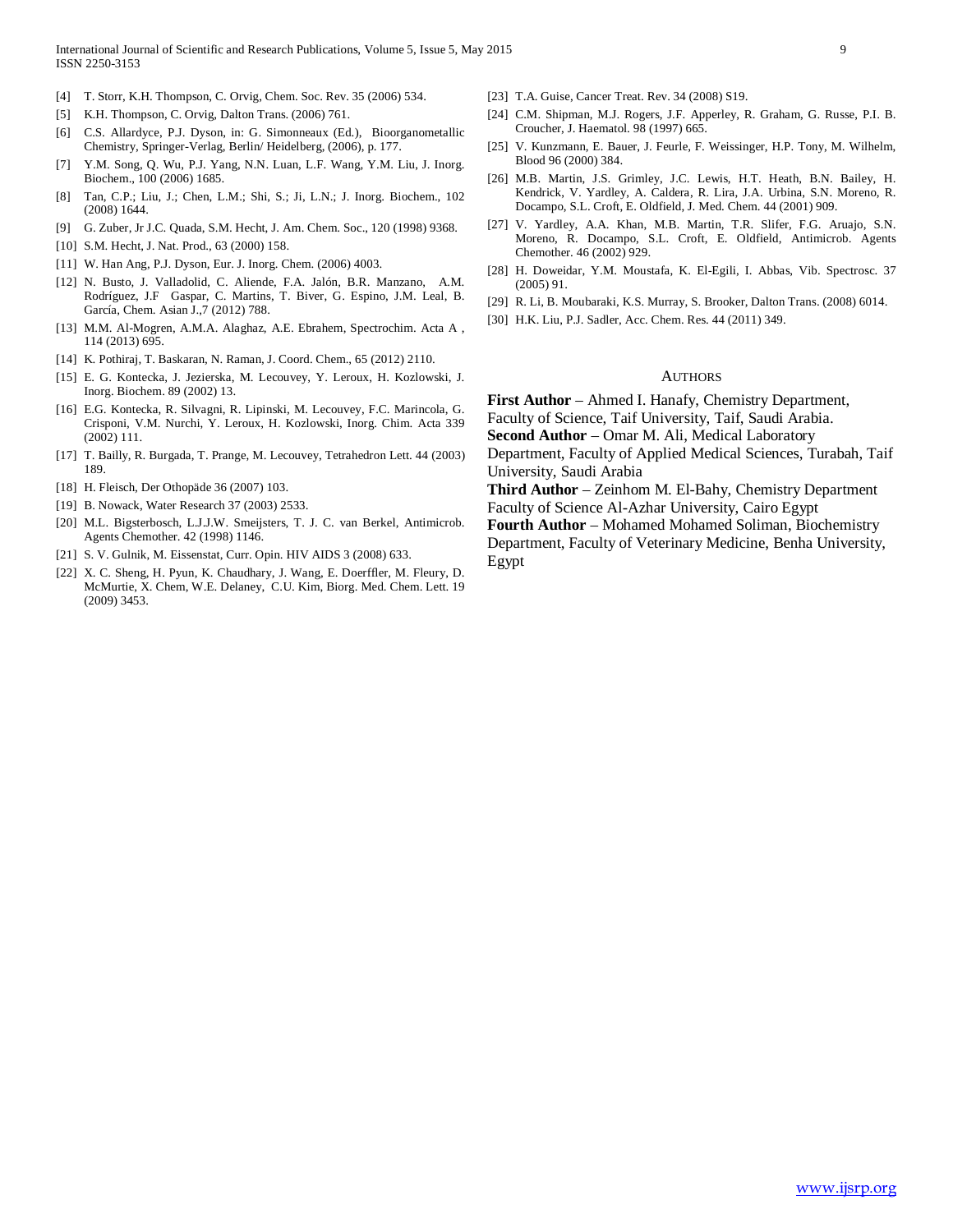[4] T. Storr, K.H. Thompson, C. Orvig, Chem. Soc. Rev. 35 (2006) 534.

[5] K.H. Thompson, C. Orvig, Dalton Trans. (2006) 761.

[6] C.S. Allardyce, P.J. Dyson, in: G. Simonneaux (Ed.), Bioorganometallic Chemistry, Springer-Verlag, Berlin/ Heidelberg, (2006), p. 177.

[7] Y.M. Song, Q. Wu, P.J. Yang, N.N. Luan, L.F. Wang, Y.M. Liu, J. Inorg. Biochem., 100 (2006) 1685.

[8] Tan, C.P.; Liu, J.; Chen, L.M.; Shi, S.; Ji, L.N.; J. Inorg. Biochem., 102 (2008) 1644.

[9] G. Zuber, Jr J.C. Quada, S.M. Hecht, J. Am. Chem. Soc., 120 (1998) 9368.

[10] S.M. Hecht, J. Nat. Prod., 63 (2000) 158.

[11] W. Han Ang, P.J. Dyson, Eur. J. Inorg. Chem. (2006) 4003.

[12] N. Busto, J. Valladolid, C. Aliende, F.A. Jalón, B.R. Manzano, A.M. Rodríguez, J.F Gaspar, C. Martins, T. Biver, G. Espino, J.M. Leal, B. García, Chem. Asian J.,7 (2012) 788.

[13] M.M. Al-Mogren, A.M.A. Alaghaz, A.E. Ebrahem, Spectrochim. Acta A , 114 (2013) 695.

[14] K. Pothiraj, T. Baskaran, N. Raman, J. Coord. Chem., 65 (2012) 2110.

[15] E. G. Kontecka, J. Jezierska, M. Lecouvey, Y. Leroux, H. Kozlowski, J. Inorg. Biochem. 89 (2002) 13.

[16] E.G. Kontecka, R. Silvagni, R. Lipinski, M. Lecouvey, F.C. Marincola, G. Crisponi, V.M. Nurchi, Y. Leroux, H. Kozlowski, Inorg. Chim. Acta 339 (2002) 111.

[17] T. Bailly, R. Burgada, T. Prange, M. Lecouvey, Tetrahedron Lett. 44 (2003) 189.

[18] H. Fleisch, Der Othopäde 36 (2007) 103.

[19] B. Nowack, Water Research 37 (2003) 2533.

[20] M.L. Bigsterbosch, L.J.J.W. Smeijsters, T. J. C. van Berkel, Antimicrob. Agents Chemother. 42 (1998) 1146.

[21] S. V. Gulnik, M. Eissenstat, Curr. Opin. HIV AIDS 3 (2008) 633.

[22] X. C. Sheng, H. Pyun, K. Chaudhary, J. Wang, E. Doerffler, M. Fleury, D. McMurtie, X. Chem, W.E. Delaney, C.U. Kim, Biorg. Med. Chem. Lett. 19 (2009) 3453.

[23] T.A. Guise, Cancer Treat. Rev. 34 (2008) S19.

[24] C.M. Shipman, M.J. Rogers, J.F. Apperley, R. Graham, G. Russe, P.I. B. Croucher, J. Haematol. 98 (1997) 665.

[25] V. Kunzmann, E. Bauer, J. Feurle, F. Weissinger, H.P. Tony, M. Wilhelm, Blood 96 (2000) 384.

[26] M.B. Martin, J.S. Grimley, J.C. Lewis, H.T. Heath, B.N. Bailey, H. Kendrick, V. Yardley, A. Caldera, R. Lira, J.A. Urbina, S.N. Moreno, R. Docampo, S.L. Croft, E. Oldfield, J. Med. Chem. 44 (2001) 909.

[27] V. Yardley, A.A. Khan, M.B. Martin, T.R. Slifer, F.G. Aruajo, S.N. Moreno, R. Docampo, S.L. Croft, E. Oldfield, Antimicrob. Agents Chemother. 46 (2002) 929.

[28] H. Doweidar, Y.M. Moustafa, K. El-Egili, I. Abbas, Vib. Spectrosc. 37 (2005) 91.

[29] R. Li, B. Moubaraki, K.S. Murray, S. Brooker, Dalton Trans. (2008) 6014.

[30] H.K. Liu, P.J. Sadler, Acc. Chem. Res. 44 (2011) 349.

## AUTHORS

**First Author** – Ahmed I. Hanafy, Chemistry Department, Faculty of Science, Taif University, Taif, Saudi Arabia.

**Second Author** – Omar M. Ali, Medical Laboratory Department, Faculty of Applied Medical Sciences, Turabah, Taif University, Saudi Arabia

**Third Author** – Zeinhom M. El-Bahy, Chemistry Department Faculty of Science Al-Azhar University, Cairo Egypt

**Fourth Author** – Mohamed Mohamed Soliman, Biochemistry Department, Faculty of Veterinary Medicine, Benha University, Egypt